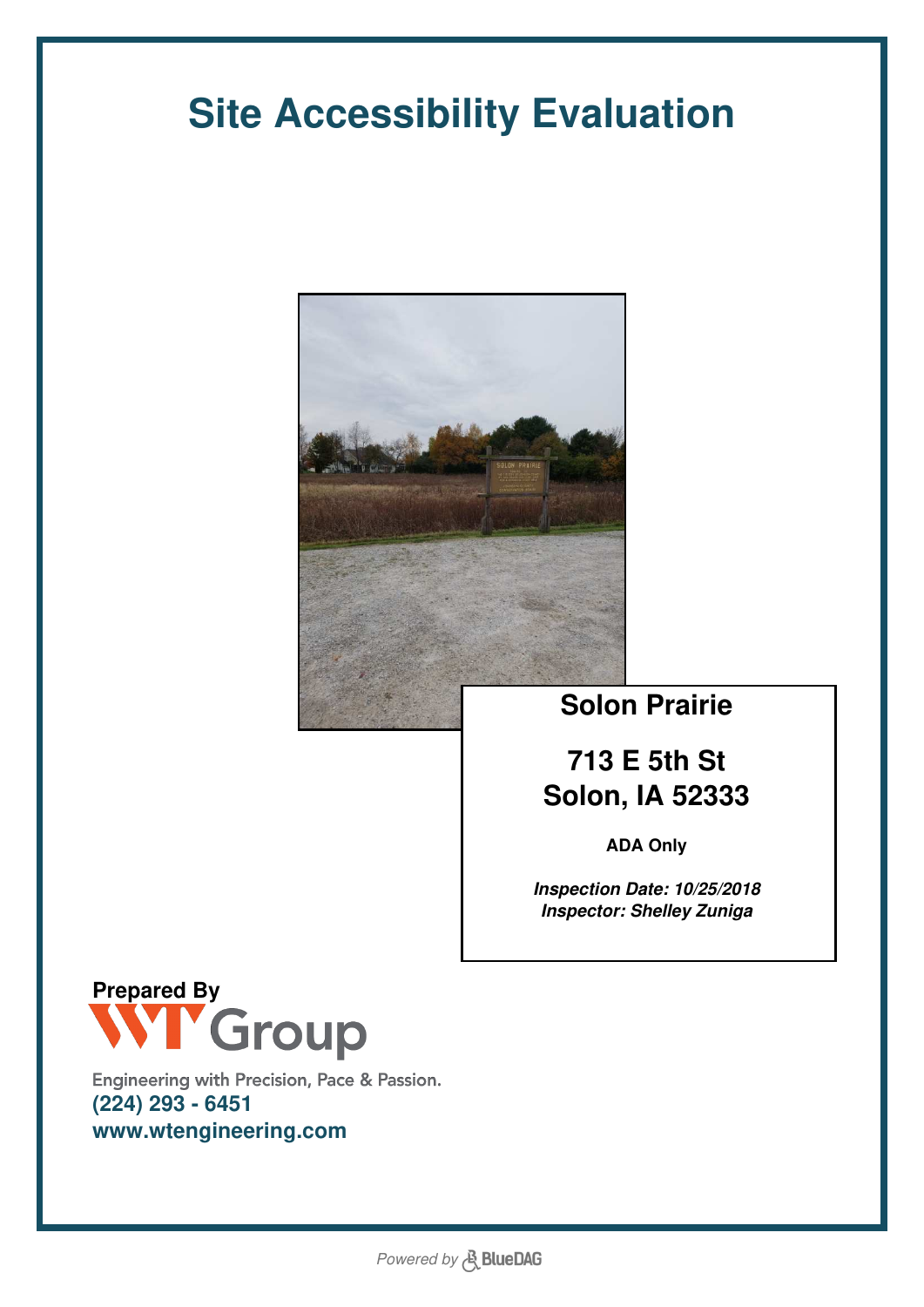# Site Accessibility Evaluation

**Solon Prairie**

**713 E 5th St**
**Solon, IA 52333**

**ADA Only**

***Inspection Date: 10/25/2018***
***Inspector: Shelley Zuniga***

**Prepared By**

WT Group

Engineering with Precision, Pace & Passion.
**(224) 293 - 6451**
**www.wtengineering.com**

*Powered by* BlueDAG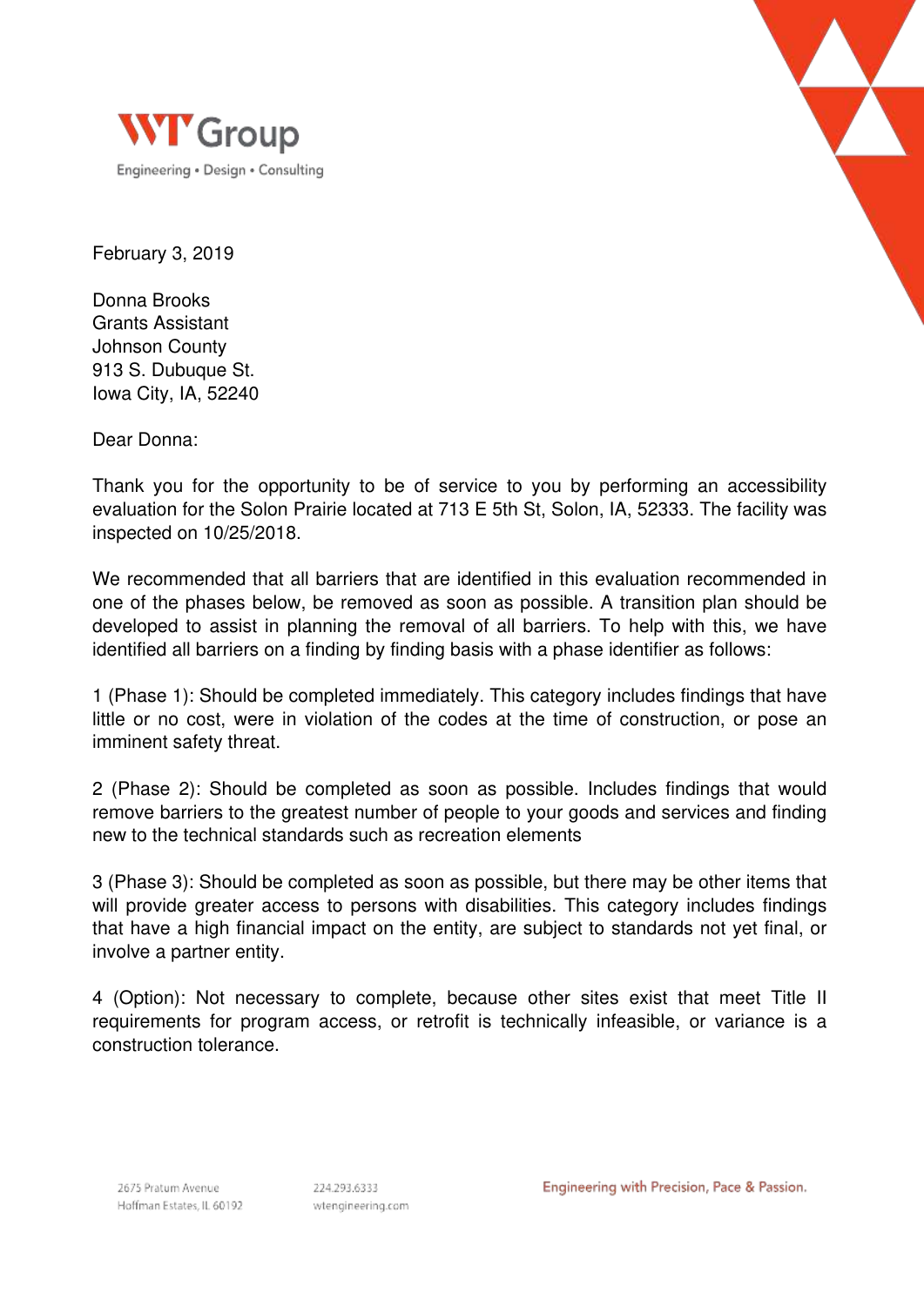February 3, 2019

Donna Brooks
Grants Assistant
Johnson County
913 S. Dubuque St.
Iowa City, IA, 52240

Dear Donna:

Thank you for the opportunity to be of service to you by performing an accessibility evaluation for the Solon Prairie located at 713 E 5th St, Solon, IA, 52333. The facility was inspected on 10/25/2018.

We recommended that all barriers that are identified in this evaluation recommended in one of the phases below, be removed as soon as possible. A transition plan should be developed to assist in planning the removal of all barriers. To help with this, we have identified all barriers on a finding by finding basis with a phase identifier as follows:

1 (Phase 1): Should be completed immediately. This category includes findings that have little or no cost, were in violation of the codes at the time of construction, or pose an imminent safety threat.

2 (Phase 2): Should be completed as soon as possible. Includes findings that would remove barriers to the greatest number of people to your goods and services and finding new to the technical standards such as recreation elements

3 (Phase 3): Should be completed as soon as possible, but there may be other items that will provide greater access to persons with disabilities. This category includes findings that have a high financial impact on the entity, are subject to standards not yet final, or involve a partner entity.

4 (Option): Not necessary to complete, because other sites exist that meet Title II requirements for program access, or retrofit is technically infeasible, or variance is a construction tolerance.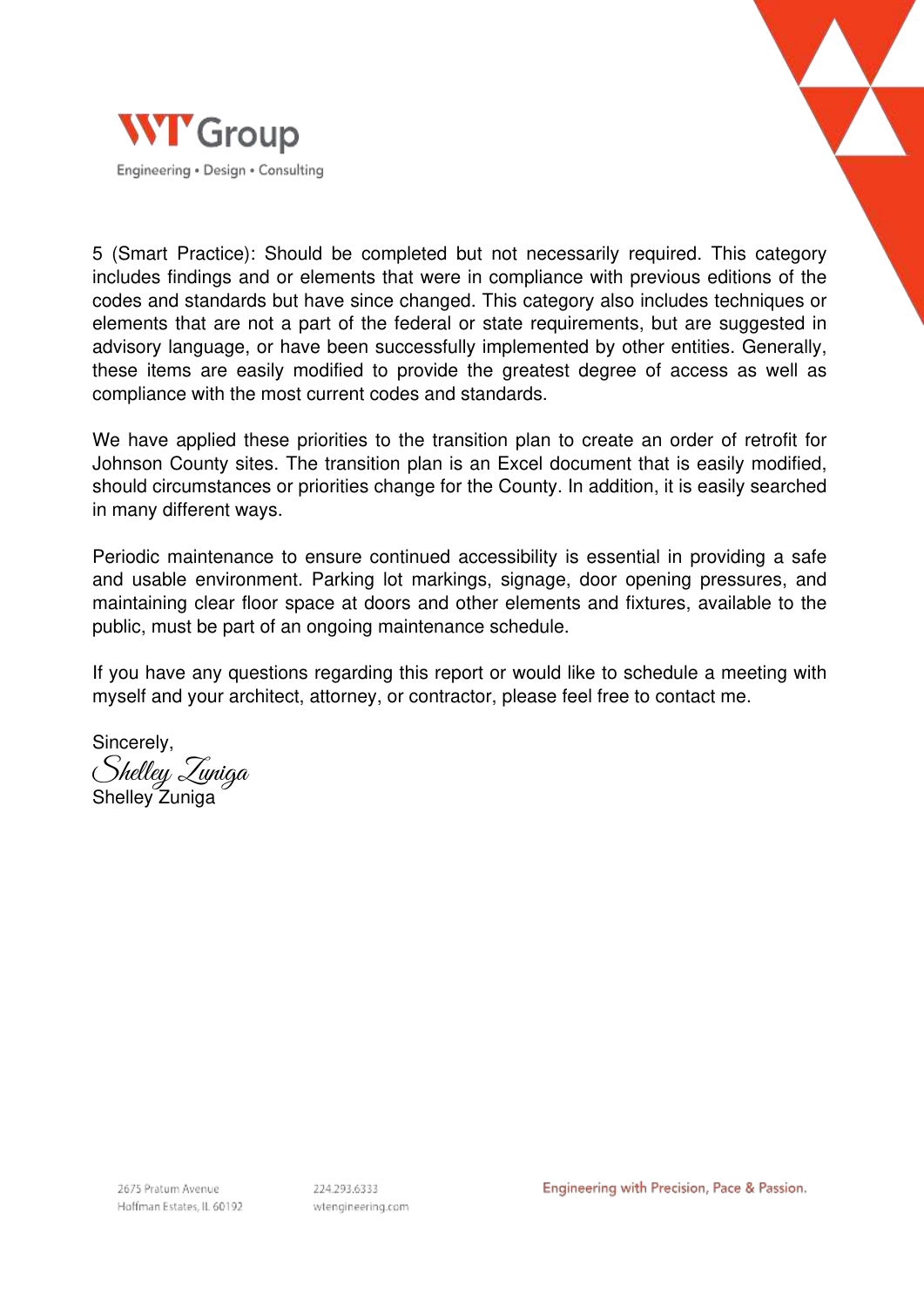5 (Smart Practice): Should be completed but not necessarily required. This category includes findings and or elements that were in compliance with previous editions of the codes and standards but have since changed. This category also includes techniques or elements that are not a part of the federal or state requirements, but are suggested in advisory language, or have been successfully implemented by other entities. Generally, these items are easily modified to provide the greatest degree of access as well as compliance with the most current codes and standards.

We have applied these priorities to the transition plan to create an order of retrofit for Johnson County sites. The transition plan is an Excel document that is easily modified, should circumstances or priorities change for the County. In addition, it is easily searched in many different ways.

Periodic maintenance to ensure continued accessibility is essential in providing a safe and usable environment. Parking lot markings, signage, door opening pressures, and maintaining clear floor space at doors and other elements and fixtures, available to the public, must be part of an ongoing maintenance schedule.

If you have any questions regarding this report or would like to schedule a meeting with myself and your architect, attorney, or contractor, please feel free to contact me.

Sincerely,

*Shelley Zuniga*

Shelley Zuniga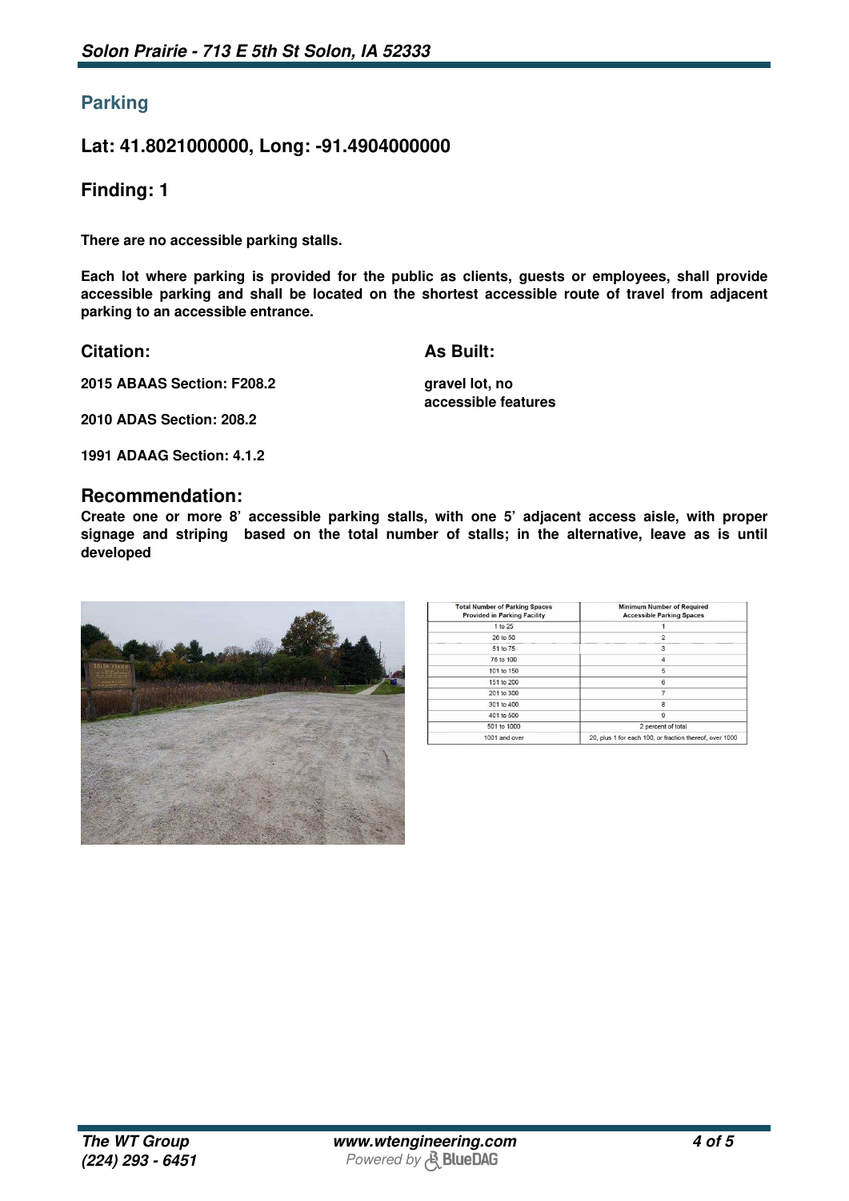## Parking

### Lat: 41.8021000000, Long: -91.4904000000

### Finding: 1

**There are no accessible parking stalls.**

**Each lot where parking is provided for the public as clients, guests or employees, shall provide accessible parking and shall be located on the shortest accessible route of travel from adjacent parking to an accessible entrance.**

### Citation:

**2015 ABAAS Section: F208.2**

**2010 ADAS Section: 208.2**

**1991 ADAAG Section: 4.1.2**

### As Built:

**gravel lot, no accessible features**

### Recommendation:

**Create one or more 8' accessible parking stalls, with one 5' adjacent access aisle, with proper signage and striping based on the total number of stalls; in the alternative, leave as is until developed**

| Total Number of Parking Spaces Provided in Parking Facility | Minimum Number of Required Accessible Parking Spaces |
|---|---|
| 1 to 25 | 1 |
| 26 to 50 | 2 |
| 51 to 75 | 3 |
| 76 to 100 | 4 |
| 101 to 150 | 5 |
| 151 to 200 | 6 |
| 201 to 300 | 7 |
| 301 to 400 | 8 |
| 401 to 500 | 9 |
| 501 to 1000 | 2 percent of total |
| 1001 and over | 20, plus 1 for each 100, or fraction thereof, over 1000 |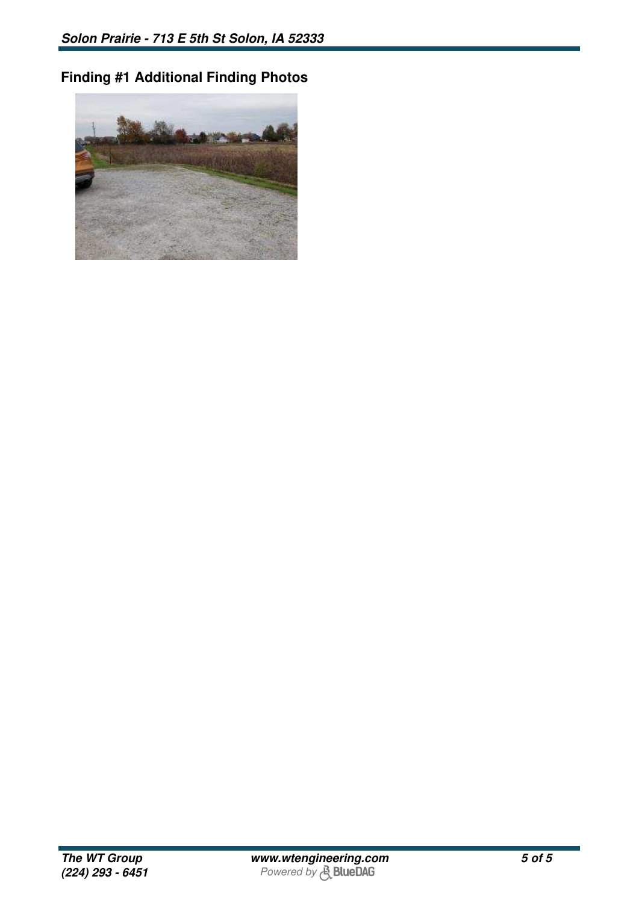## Finding #1 Additional Finding Photos